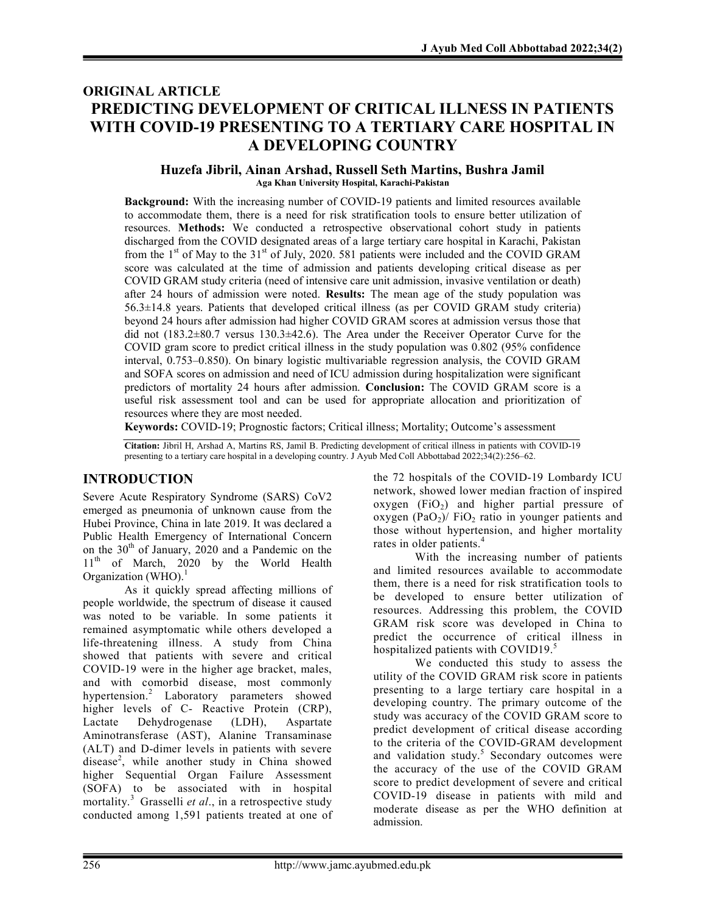ORIGINAL ARTICLE

# PREDICTING DEVELOPMENT OF CRITICAL ILLNESS IN PATIENTS WITH COVID-19 PRESENTING TO A TERTIARY CARE HOSPITAL IN A DEVELOPING COUNTRY

**Huzefa Jibril, Ainan Arshad, Russell Seth Martins, Bushra Jamil**

Aga Khan University Hospital, Karachi-Pakistan

**Background:** With the increasing number of COVID-19 patients and limited resources available to accommodate them, there is a need for risk stratification tools to ensure better utilization of resources. **Methods:** We conducted a retrospective observational cohort study in patients discharged from the COVID designated areas of a large tertiary care hospital in Karachi, Pakistan from the 1st of May to the 31st of July, 2020. 581 patients were included and the COVID GRAM score was calculated at the time of admission and patients developing critical disease as per COVID GRAM study criteria (need of intensive care unit admission, invasive ventilation or death) after 24 hours of admission were noted. **Results:** The mean age of the study population was 56.3±14.8 years. Patients that developed critical illness (as per COVID GRAM study criteria) beyond 24 hours after admission had higher COVID GRAM scores at admission versus those that did not (183.2±80.7 versus 130.3±42.6). The Area under the Receiver Operator Curve for the COVID gram score to predict critical illness in the study population was 0.802 (95% confidence interval, 0.753–0.850). On binary logistic multivariable regression analysis, the COVID GRAM and SOFA scores on admission and need of ICU admission during hospitalization were significant predictors of mortality 24 hours after admission. **Conclusion:** The COVID GRAM score is a useful risk assessment tool and can be used for appropriate allocation and prioritization of resources where they are most needed.

**Keywords:** COVID-19; Prognostic factors; Critical illness; Mortality; Outcome's assessment

**Citation:** Jibril H, Arshad A, Martins RS, Jamil B. Predicting development of critical illness in patients with COVID-19 presenting to a tertiary care hospital in a developing country. J Ayub Med Coll Abbottabad 2022;34(2):256–62.

## INTRODUCTION

Severe Acute Respiratory Syndrome (SARS) CoV2 emerged as pneumonia of unknown cause from the Hubei Province, China in late 2019. It was declared a Public Health Emergency of International Concern on the 30th of January, 2020 and a Pandemic on the 11th of March, 2020 by the World Health Organization (WHO).[1]

As it quickly spread affecting millions of people worldwide, the spectrum of disease it caused was noted to be variable. In some patients it remained asymptomatic while others developed a life-threatening illness. A study from China showed that patients with severe and critical COVID-19 were in the higher age bracket, males, and with comorbid disease, most commonly hypertension.[2] Laboratory parameters showed higher levels of C- Reactive Protein (CRP), Lactate Dehydrogenase (LDH), Aspartate Aminotransferase (AST), Alanine Transaminase (ALT) and D-dimer levels in patients with severe disease[2], while another study in China showed higher Sequential Organ Failure Assessment (SOFA) to be associated with in hospital mortality.[3] Grasselli *et al*., in a retrospective study conducted among 1,591 patients treated at one of the 72 hospitals of the COVID-19 Lombardy ICU network, showed lower median fraction of inspired oxygen ($FiO_2$) and higher partial pressure of oxygen ($PaO_2$)/ $FiO_2$ ratio in younger patients and those without hypertension, and higher mortality rates in older patients.[4]

With the increasing number of patients and limited resources available to accommodate them, there is a need for risk stratification tools to be developed to ensure better utilization of resources. Addressing this problem, the COVID GRAM risk score was developed in China to predict the occurrence of critical illness in hospitalized patients with COVID19.[5]

We conducted this study to assess the utility of the COVID GRAM risk score in patients presenting to a large tertiary care hospital in a developing country. The primary outcome of the study was accuracy of the COVID GRAM score to predict development of critical disease according to the criteria of the COVID-GRAM development and validation study.[5] Secondary outcomes were the accuracy of the use of the COVID GRAM score to predict development of severe and critical COVID-19 disease in patients with mild and moderate disease as per the WHO definition at admission.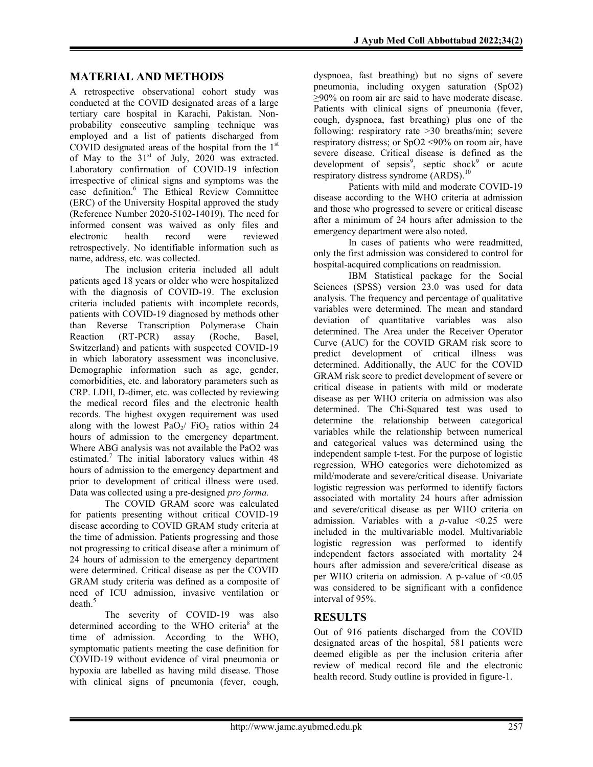## MATERIAL AND METHODS

A retrospective observational cohort study was conducted at the COVID designated areas of a large tertiary care hospital in Karachi, Pakistan. Non-probability consecutive sampling technique was employed and a list of patients discharged from COVID designated areas of the hospital from the 1st of May to the 31st of July, 2020 was extracted. Laboratory confirmation of COVID-19 infection irrespective of clinical signs and symptoms was the case definition.[6] The Ethical Review Committee (ERC) of the University Hospital approved the study (Reference Number 2020-5102-14019). The need for informed consent was waived as only files and electronic health record were reviewed retrospectively. No identifiable information such as name, address, etc. was collected.

The inclusion criteria included all adult patients aged 18 years or older who were hospitalized with the diagnosis of COVID-19. The exclusion criteria included patients with incomplete records, patients with COVID-19 diagnosed by methods other than Reverse Transcription Polymerase Chain Reaction (RT-PCR) assay (Roche, Basel, Switzerland) and patients with suspected COVID-19 in which laboratory assessment was inconclusive. Demographic information such as age, gender, comorbidities, etc. and laboratory parameters such as CRP. LDH, D-dimer, etc. was collected by reviewing the medical record files and the electronic health records. The highest oxygen requirement was used along with the lowest $PaO_2$/ $FiO_2$ ratios within 24 hours of admission to the emergency department. Where ABG analysis was not available the PaO2 was estimated.[7] The initial laboratory values within 48 hours of admission to the emergency department and prior to development of critical illness were used. Data was collected using a pre-designed *pro forma.*

The COVID GRAM score was calculated for patients presenting without critical COVID-19 disease according to COVID GRAM study criteria at the time of admission. Patients progressing and those not progressing to critical disease after a minimum of 24 hours of admission to the emergency department were determined. Critical disease as per the COVID GRAM study criteria was defined as a composite of need of ICU admission, invasive ventilation or death.[5]

The severity of COVID-19 was also determined according to the WHO criteria[8] at the time of admission. According to the WHO, symptomatic patients meeting the case definition for COVID-19 without evidence of viral pneumonia or hypoxia are labelled as having mild disease. Those with clinical signs of pneumonia (fever, cough, dyspnoea, fast breathing) but no signs of severe pneumonia, including oxygen saturation (SpO2) ≥90% on room air are said to have moderate disease. Patients with clinical signs of pneumonia (fever, cough, dyspnoea, fast breathing) plus one of the following: respiratory rate >30 breaths/min; severe respiratory distress; or SpO2 <90% on room air, have severe disease. Critical disease is defined as the development of sepsis[9], septic shock[9] or acute respiratory distress syndrome (ARDS).[10]

Patients with mild and moderate COVID-19 disease according to the WHO criteria at admission and those who progressed to severe or critical disease after a minimum of 24 hours after admission to the emergency department were also noted.

In cases of patients who were readmitted, only the first admission was considered to control for hospital-acquired complications on readmission.

IBM Statistical package for the Social Sciences (SPSS) version 23.0 was used for data analysis. The frequency and percentage of qualitative variables were determined. The mean and standard deviation of quantitative variables was also determined. The Area under the Receiver Operator Curve (AUC) for the COVID GRAM risk score to predict development of critical illness was determined. Additionally, the AUC for the COVID GRAM risk score to predict development of severe or critical disease in patients with mild or moderate disease as per WHO criteria on admission was also determined. The Chi-Squared test was used to determine the relationship between categorical variables while the relationship between numerical and categorical values was determined using the independent sample t-test. For the purpose of logistic regression, WHO categories were dichotomized as mild/moderate and severe/critical disease. Univariate logistic regression was performed to identify factors associated with mortality 24 hours after admission and severe/critical disease as per WHO criteria on admission. Variables with a *p*-value <0.25 were included in the multivariable model. Multivariable logistic regression was performed to identify independent factors associated with mortality 24 hours after admission and severe/critical disease as per WHO criteria on admission. A p-value of <0.05 was considered to be significant with a confidence interval of 95%.

## RESULTS

Out of 916 patients discharged from the COVID designated areas of the hospital, 581 patients were deemed eligible as per the inclusion criteria after review of medical record file and the electronic health record. Study outline is provided in figure-1.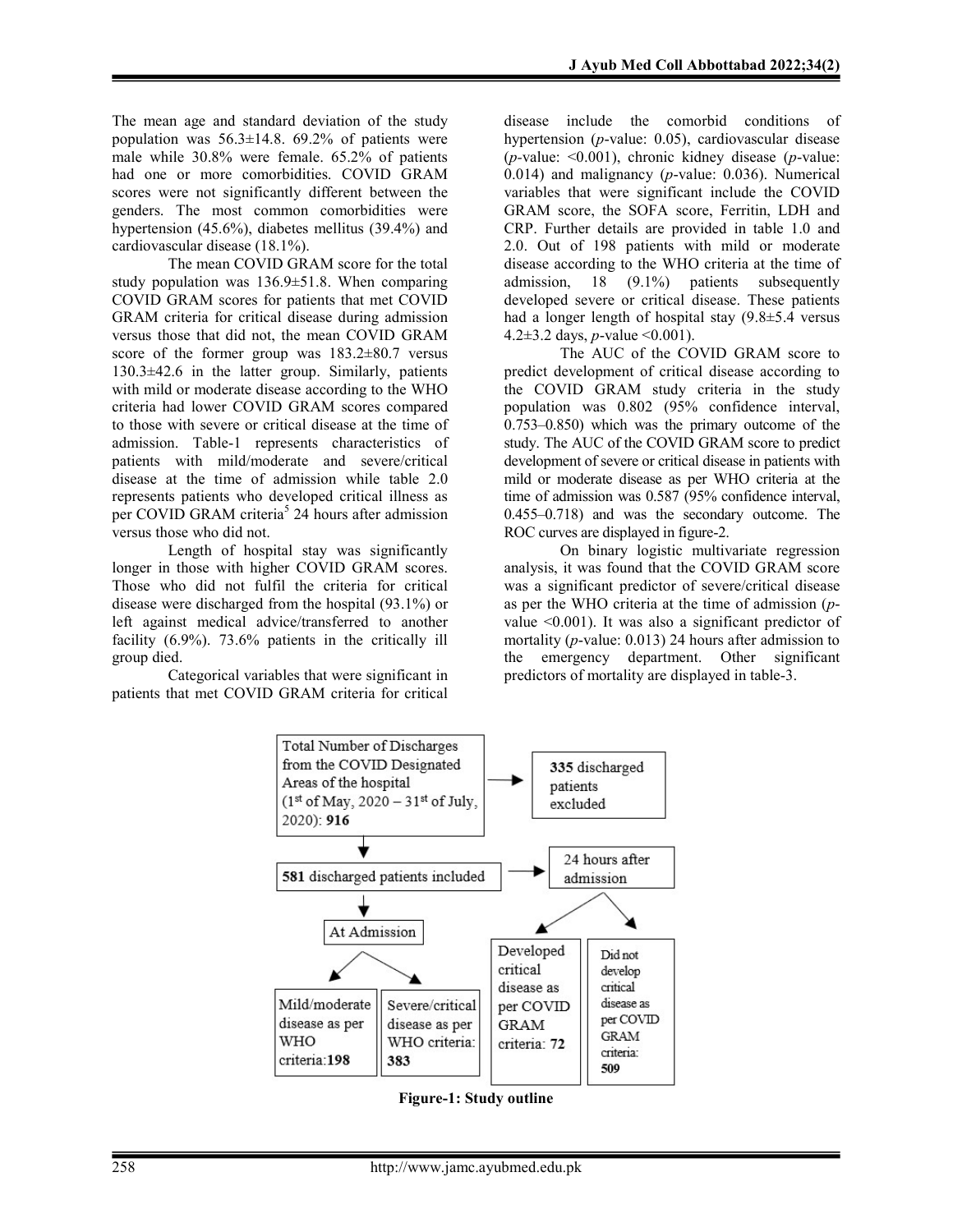The mean age and standard deviation of the study population was 56.3±14.8. 69.2% of patients were male while 30.8% were female. 65.2% of patients had one or more comorbidities. COVID GRAM scores were not significantly different between the genders. The most common comorbidities were hypertension (45.6%), diabetes mellitus (39.4%) and cardiovascular disease (18.1%).

The mean COVID GRAM score for the total study population was 136.9±51.8. When comparing COVID GRAM scores for patients that met COVID GRAM criteria for critical disease during admission versus those that did not, the mean COVID GRAM score of the former group was 183.2±80.7 versus 130.3±42.6 in the latter group. Similarly, patients with mild or moderate disease according to the WHO criteria had lower COVID GRAM scores compared to those with severe or critical disease at the time of admission. Table-1 represents characteristics of patients with mild/moderate and severe/critical disease at the time of admission while table 2.0 represents patients who developed critical illness as per COVID GRAM criteria[5] 24 hours after admission versus those who did not.

Length of hospital stay was significantly longer in those with higher COVID GRAM scores. Those who did not fulfil the criteria for critical disease were discharged from the hospital (93.1%) or left against medical advice/transferred to another facility (6.9%). 73.6% patients in the critically ill group died.

Categorical variables that were significant in patients that met COVID GRAM criteria for critical disease include the comorbid conditions of hypertension (*p*-value: 0.05), cardiovascular disease (*p*-value: <0.001), chronic kidney disease (*p*-value: 0.014) and malignancy (*p*-value: 0.036). Numerical variables that were significant include the COVID GRAM score, the SOFA score, Ferritin, LDH and CRP. Further details are provided in table 1.0 and 2.0. Out of 198 patients with mild or moderate disease according to the WHO criteria at the time of admission, 18 (9.1%) patients subsequently developed severe or critical disease. These patients had a longer length of hospital stay (9.8±5.4 versus 4.2±3.2 days, *p*-value <0.001).

The AUC of the COVID GRAM score to predict development of critical disease according to the COVID GRAM study criteria in the study population was 0.802 (95% confidence interval, 0.753–0.850) which was the primary outcome of the study. The AUC of the COVID GRAM score to predict development of severe or critical disease in patients with mild or moderate disease as per WHO criteria at the time of admission was 0.587 (95% confidence interval, 0.455–0.718) and was the secondary outcome. The ROC curves are displayed in figure-2.

On binary logistic multivariate regression analysis, it was found that the COVID GRAM score was a significant predictor of severe/critical disease as per the WHO criteria at the time of admission (*p*-value <0.001). It was also a significant predictor of mortality (*p*-value: 0.013) 24 hours after admission to the emergency department. Other significant predictors of mortality are displayed in table-3.

- Total Number of Discharges from the COVID Designated Areas of the hospital (1st of May, 2020 – 31st of July, 2020): **916**
  - **335** discharged patients excluded
  - **581** discharged patients included
    - At Admission
      - Mild/moderate disease as per WHO criteria: **198**
      - Severe/critical disease as per WHO criteria: **383**
    - 24 hours after admission
      - Developed critical disease as per COVID GRAM criteria: **72**
      - Did not develop critical disease as per COVID GRAM criteria: **509**

**Figure-1: Study outline**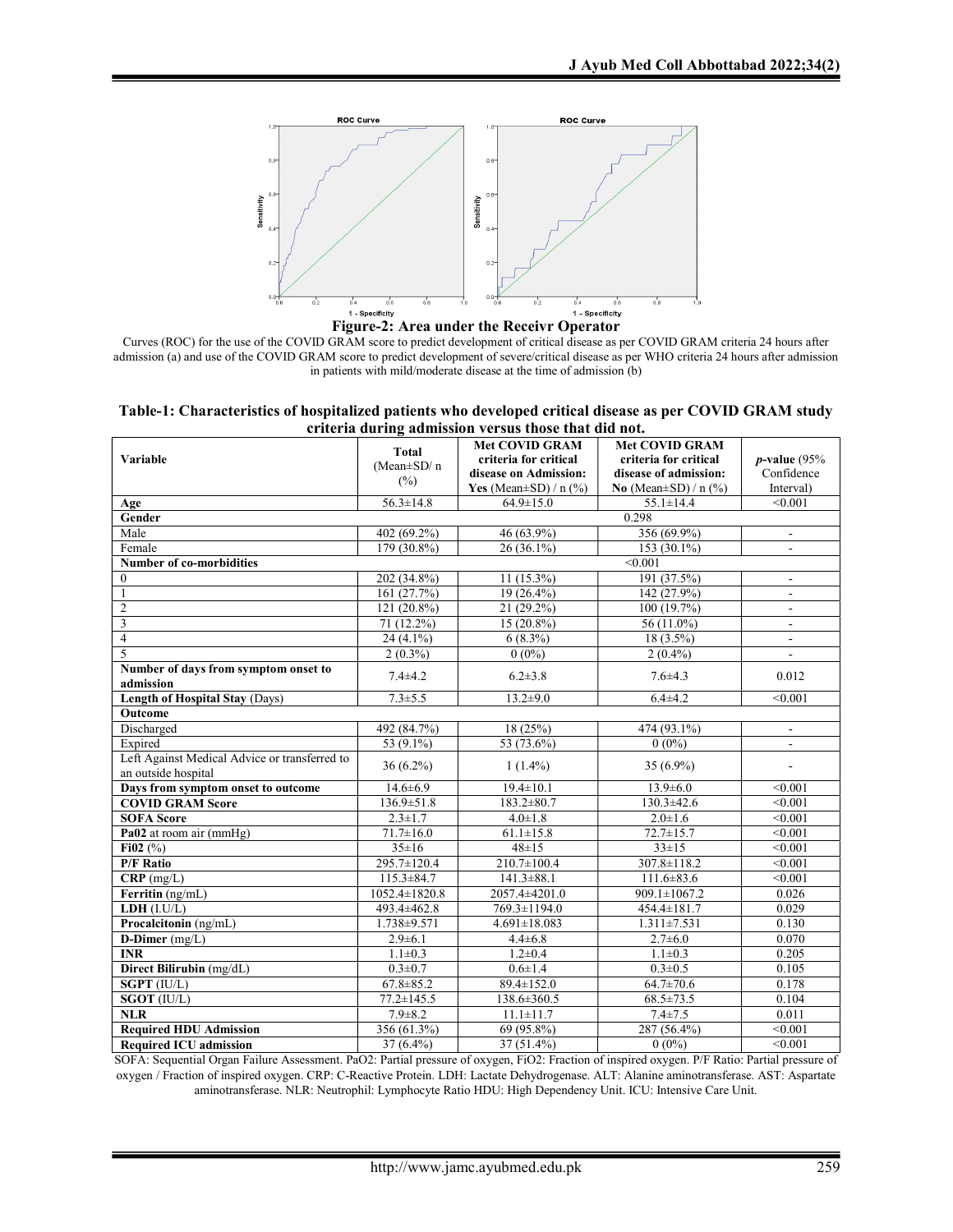**Figure-2: Area under the Receivr Operator**

Curves (ROC) for the use of the COVID GRAM score to predict development of critical disease as per COVID GRAM criteria 24 hours after admission (a) and use of the COVID GRAM score to predict development of severe/critical disease as per WHO criteria 24 hours after admission in patients with mild/moderate disease at the time of admission (b)

**Table-1: Characteristics of hospitalized patients who developed critical disease as per COVID GRAM study criteria during admission versus those that did not.**

| Variable | Total (Mean±SD/ n (%) | Met COVID GRAM criteria for critical disease on Admission: **Yes** (Mean±SD) / n (%) | Met COVID GRAM criteria for critical disease of admission: **No** (Mean±SD) / n (%) | *p*-value (95% Confidence Interval) |
|---|---|---|---|---|
| **Age** | 56.3±14.8 | 64.9±15.0 | 55.1±14.4 | <0.001 |
| **Gender** | | | 0.298 | |
| Male | 402 (69.2%) | 46 (63.9%) | 356 (69.9%) | - |
| Female | 179 (30.8%) | 26 (36.1%) | 153 (30.1%) | - |
| **Number of co-morbidities** | | | <0.001 | |
| 0 | 202 (34.8%) | 11 (15.3%) | 191 (37.5%) | - |
| 1 | 161 (27.7%) | 19 (26.4%) | 142 (27.9%) | - |
| 2 | 121 (20.8%) | 21 (29.2%) | 100 (19.7%) | - |
| 3 | 71 (12.2%) | 15 (20.8%) | 56 (11.0%) | - |
| 4 | 24 (4.1%) | 6 (8.3%) | 18 (3.5%) | - |
| 5 | 2 (0.3%) | 0 (0%) | 2 (0.4%) | - |
| **Number of days from symptom onset to admission** | 7.4±4.2 | 6.2±3.8 | 7.6±4.3 | 0.012 |
| **Length of Hospital Stay** (Days) | 7.3±5.5 | 13.2±9.0 | 6.4±4.2 | <0.001 |
| **Outcome** | | | | |
| Discharged | 492 (84.7%) | 18 (25%) | 474 (93.1%) | - |
| Expired | 53 (9.1%) | 53 (73.6%) | 0 (0%) | - |
| Left Against Medical Advice or transferred to an outside hospital | 36 (6.2%) | 1 (1.4%) | 35 (6.9%) | - |
| **Days from symptom onset to outcome** | 14.6±6.9 | 19.4±10.1 | 13.9±6.0 | <0.001 |
| **COVID GRAM Score** | 136.9±51.8 | 183.2±80.7 | 130.3±42.6 | <0.001 |
| **SOFA Score** | 2.3±1.7 | 4.0±1.8 | 2.0±1.6 | <0.001 |
| **Pa02** at room air (mmHg) | 71.7±16.0 | 61.1±15.8 | 72.7±15.7 | <0.001 |
| **Fi02** (%) | 35±16 | 48±15 | 33±15 | <0.001 |
| **P/F Ratio** | 295.7±120.4 | 210.7±100.4 | 307.8±118.2 | <0.001 |
| **CRP** (mg/L) | 115.3±84.7 | 141.3±88.1 | 111.6±83.6 | <0.001 |
| **Ferritin** (ng/mL) | 1052.4±1820.8 | 2057.4±4201.0 | 909.1±1067.2 | 0.026 |
| **LDH** (I.U/L) | 493.4±462.8 | 769.3±1194.0 | 454.4±181.7 | 0.029 |
| **Procalcitonin** (ng/mL) | 1.738±9.571 | 4.691±18.083 | 1.311±7.531 | 0.130 |
| **D-Dimer** (mg/L) | 2.9±6.1 | 4.4±6.8 | 2.7±6.0 | 0.070 |
| **INR** | 1.1±0.3 | 1.2±0.4 | 1.1±0.3 | 0.205 |
| **Direct Bilirubin** (mg/dL) | 0.3±0.7 | 0.6±1.4 | 0.3±0.5 | 0.105 |
| **SGPT** (IU/L) | 67.8±85.2 | 89.4±152.0 | 64.7±70.6 | 0.178 |
| **SGOT** (IU/L) | 77.2±145.5 | 138.6±360.5 | 68.5±73.5 | 0.104 |
| **NLR** | 7.9±8.2 | 11.1±11.7 | 7.4±7.5 | 0.011 |
| **Required HDU Admission** | 356 (61.3%) | 69 (95.8%) | 287 (56.4%) | <0.001 |
| **Required ICU admission** | 37 (6.4%) | 37 (51.4%) | 0 (0%) | <0.001 |

SOFA: Sequential Organ Failure Assessment. PaO2: Partial pressure of oxygen, FiO2: Fraction of inspired oxygen. P/F Ratio: Partial pressure of oxygen / Fraction of inspired oxygen. CRP: C-Reactive Protein. LDH: Lactate Dehydrogenase. ALT: Alanine aminotransferase. AST: Aspartate aminotransferase. NLR: Neutrophil: Lymphocyte Ratio HDU: High Dependency Unit. ICU: Intensive Care Unit.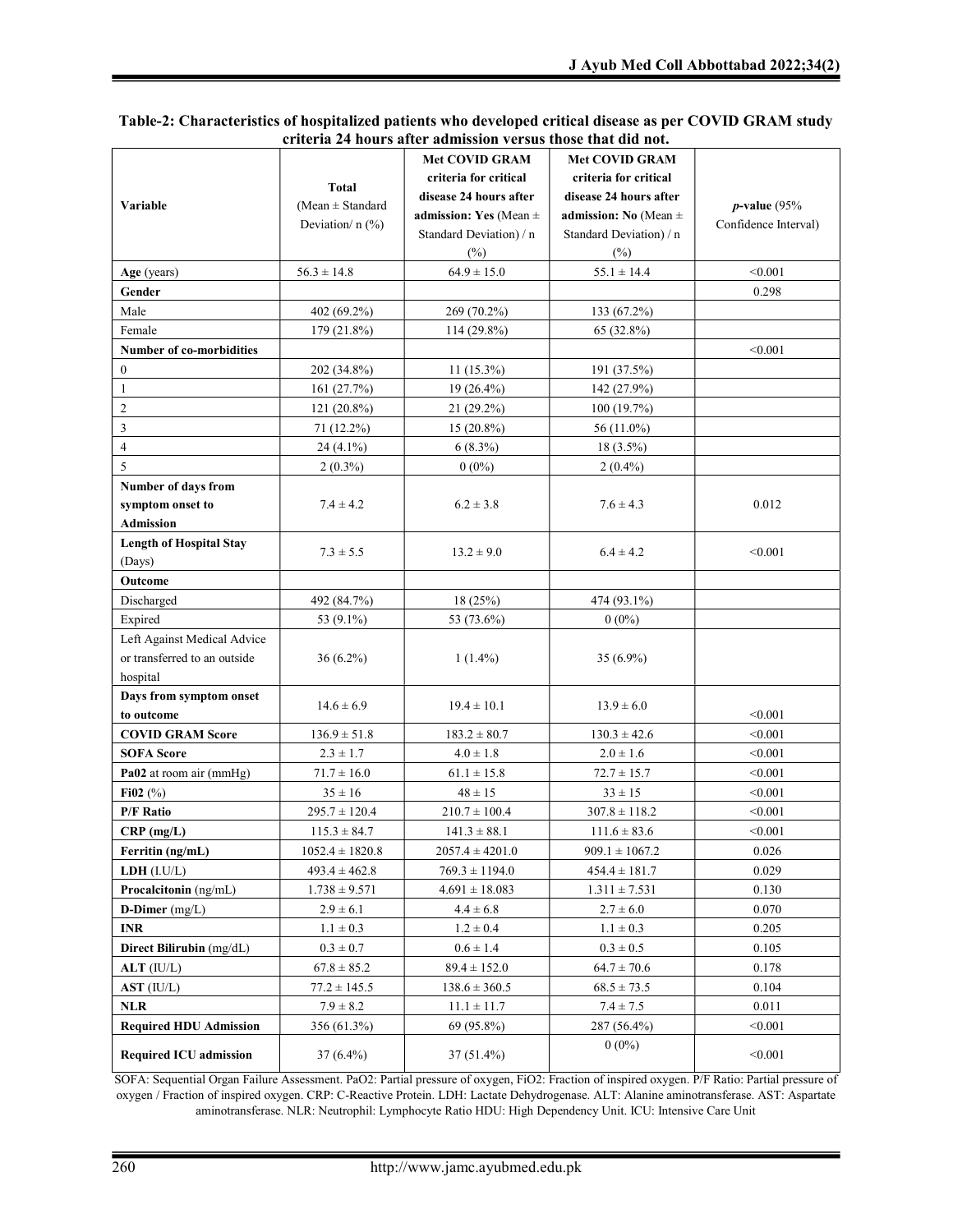**Table-2: Characteristics of hospitalized patients who developed critical disease as per COVID GRAM study criteria 24 hours after admission versus those that did not.**

| Variable | Total (Mean ± Standard Deviation/ n (%) | Met COVID GRAM criteria for critical disease 24 hours after admission: **Yes** (Mean ± Standard Deviation) / n (%) | Met COVID GRAM criteria for critical disease 24 hours after admission: **No** (Mean ± Standard Deviation) / n (%) | *p*-value (95% Confidence Interval) |
|---|---|---|---|---|
| **Age** (years) | 56.3 ± 14.8 | 64.9 ± 15.0 | 55.1 ± 14.4 | <0.001 |
| **Gender** | | | | 0.298 |
| Male | 402 (69.2%) | 269 (70.2%) | 133 (67.2%) | |
| Female | 179 (21.8%) | 114 (29.8%) | 65 (32.8%) | |
| **Number of co-morbidities** | | | | <0.001 |
| 0 | 202 (34.8%) | 11 (15.3%) | 191 (37.5%) | |
| 1 | 161 (27.7%) | 19 (26.4%) | 142 (27.9%) | |
| 2 | 121 (20.8%) | 21 (29.2%) | 100 (19.7%) | |
| 3 | 71 (12.2%) | 15 (20.8%) | 56 (11.0%) | |
| 4 | 24 (4.1%) | 6 (8.3%) | 18 (3.5%) | |
| 5 | 2 (0.3%) | 0 (0%) | 2 (0.4%) | |
| **Number of days from symptom onset to Admission** | 7.4 ± 4.2 | 6.2 ± 3.8 | 7.6 ± 4.3 | 0.012 |
| **Length of Hospital Stay** (Days) | 7.3 ± 5.5 | 13.2 ± 9.0 | 6.4 ± 4.2 | <0.001 |
| **Outcome** | | | | |
| Discharged | 492 (84.7%) | 18 (25%) | 474 (93.1%) | |
| Expired | 53 (9.1%) | 53 (73.6%) | 0 (0%) | |
| Left Against Medical Advice or transferred to an outside hospital | 36 (6.2%) | 1 (1.4%) | 35 (6.9%) | |
| **Days from symptom onset to outcome** | 14.6 ± 6.9 | 19.4 ± 10.1 | 13.9 ± 6.0 | <0.001 |
| **COVID GRAM Score** | 136.9 ± 51.8 | 183.2 ± 80.7 | 130.3 ± 42.6 | <0.001 |
| **SOFA Score** | 2.3 ± 1.7 | 4.0 ± 1.8 | 2.0 ± 1.6 | <0.001 |
| **Pa02** at room air (mmHg) | 71.7 ± 16.0 | 61.1 ± 15.8 | 72.7 ± 15.7 | <0.001 |
| **Fi02** (%) | 35 ± 16 | 48 ± 15 | 33 ± 15 | <0.001 |
| **P/F Ratio** | 295.7 ± 120.4 | 210.7 ± 100.4 | 307.8 ± 118.2 | <0.001 |
| **CRP (mg/L)** | 115.3 ± 84.7 | 141.3 ± 88.1 | 111.6 ± 83.6 | <0.001 |
| **Ferritin (ng/mL)** | 1052.4 ± 1820.8 | 2057.4 ± 4201.0 | 909.1 ± 1067.2 | 0.026 |
| **LDH** (I.U/L) | 493.4 ± 462.8 | 769.3 ± 1194.0 | 454.4 ± 181.7 | 0.029 |
| **Procalcitonin** (ng/mL) | 1.738 ± 9.571 | 4.691 ± 18.083 | 1.311 ± 7.531 | 0.130 |
| **D-Dimer** (mg/L) | 2.9 ± 6.1 | 4.4 ± 6.8 | 2.7 ± 6.0 | 0.070 |
| **INR** | 1.1 ± 0.3 | 1.2 ± 0.4 | 1.1 ± 0.3 | 0.205 |
| **Direct Bilirubin** (mg/dL) | 0.3 ± 0.7 | 0.6 ± 1.4 | 0.3 ± 0.5 | 0.105 |
| **ALT** (IU/L) | 67.8 ± 85.2 | 89.4 ± 152.0 | 64.7 ± 70.6 | 0.178 |
| **AST** (IU/L) | 77.2 ± 145.5 | 138.6 ± 360.5 | 68.5 ± 73.5 | 0.104 |
| **NLR** | 7.9 ± 8.2 | 11.1 ± 11.7 | 7.4 ± 7.5 | 0.011 |
| **Required HDU Admission** | 356 (61.3%) | 69 (95.8%) | 287 (56.4%) | <0.001 |
| **Required ICU admission** | 37 (6.4%) | 37 (51.4%) | 0 (0%) | <0.001 |

SOFA: Sequential Organ Failure Assessment. PaO2: Partial pressure of oxygen, FiO2: Fraction of inspired oxygen. P/F Ratio: Partial pressure of oxygen / Fraction of inspired oxygen. CRP: C-Reactive Protein. LDH: Lactate Dehydrogenase. ALT: Alanine aminotransferase. AST: Aspartate aminotransferase. NLR: Neutrophil: Lymphocyte Ratio HDU: High Dependency Unit. ICU: Intensive Care Unit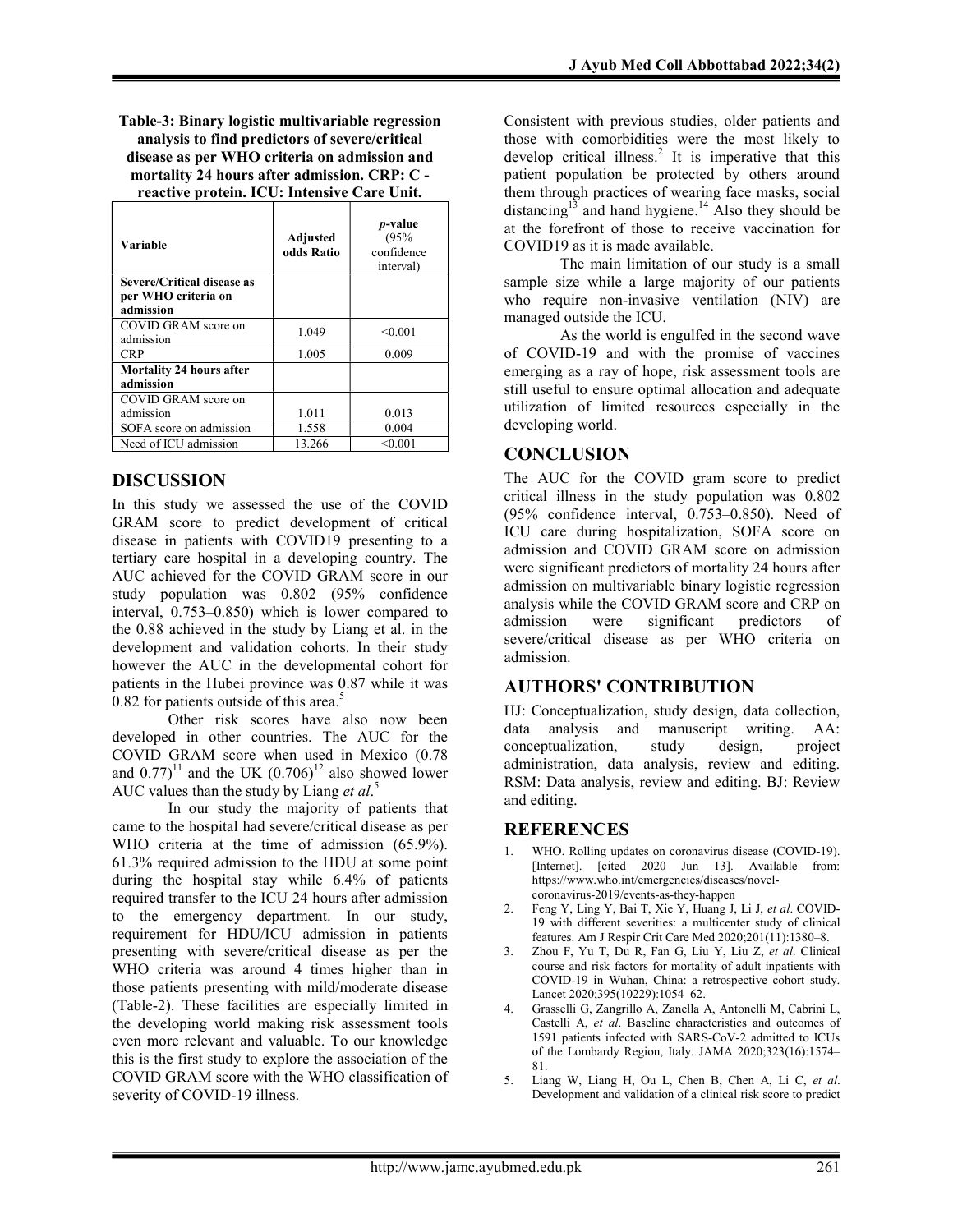**Table-3: Binary logistic multivariable regression analysis to find predictors of severe/critical disease as per WHO criteria on admission and mortality 24 hours after admission. CRP: C - reactive protein. ICU: Intensive Care Unit.**

| Variable | Adjusted odds Ratio | *p*-value (95% confidence interval) |
|---|---|---|
| **Severe/Critical disease as per WHO criteria on admission** | | |
| COVID GRAM score on admission | 1.049 | <0.001 |
| CRP | 1.005 | 0.009 |
| **Mortality 24 hours after admission** | | |
| COVID GRAM score on admission | 1.011 | 0.013 |
| SOFA score on admission | 1.558 | 0.004 |
| Need of ICU admission | 13.266 | <0.001 |

## DISCUSSION

In this study we assessed the use of the COVID GRAM score to predict development of critical disease in patients with COVID19 presenting to a tertiary care hospital in a developing country. The AUC achieved for the COVID GRAM score in our study population was 0.802 (95% confidence interval, 0.753–0.850) which is lower compared to the 0.88 achieved in the study by Liang et al. in the development and validation cohorts. In their study however the AUC in the developmental cohort for patients in the Hubei province was 0.87 while it was 0.82 for patients outside of this area.[5]

Other risk scores have also now been developed in other countries. The AUC for the COVID GRAM score when used in Mexico (0.78 and 0.77)[11] and the UK (0.706)[12] also showed lower AUC values than the study by Liang *et al*.[5]

In our study the majority of patients that came to the hospital had severe/critical disease as per WHO criteria at the time of admission (65.9%). 61.3% required admission to the HDU at some point during the hospital stay while 6.4% of patients required transfer to the ICU 24 hours after admission to the emergency department. In our study, requirement for HDU/ICU admission in patients presenting with severe/critical disease as per the WHO criteria was around 4 times higher than in those patients presenting with mild/moderate disease (Table-2). These facilities are especially limited in the developing world making risk assessment tools even more relevant and valuable. To our knowledge this is the first study to explore the association of the COVID GRAM score with the WHO classification of severity of COVID-19 illness.

Consistent with previous studies, older patients and those with comorbidities were the most likely to develop critical illness.[2] It is imperative that this patient population be protected by others around them through practices of wearing face masks, social distancing[13] and hand hygiene.[14] Also they should be at the forefront of those to receive vaccination for COVID19 as it is made available.

The main limitation of our study is a small sample size while a large majority of our patients who require non-invasive ventilation (NIV) are managed outside the ICU.

As the world is engulfed in the second wave of COVID-19 and with the promise of vaccines emerging as a ray of hope, risk assessment tools are still useful to ensure optimal allocation and adequate utilization of limited resources especially in the developing world.

## CONCLUSION

The AUC for the COVID gram score to predict critical illness in the study population was 0.802 (95% confidence interval, 0.753–0.850). Need of ICU care during hospitalization, SOFA score on admission and COVID GRAM score on admission were significant predictors of mortality 24 hours after admission on multivariable binary logistic regression analysis while the COVID GRAM score and CRP on admission were significant predictors of severe/critical disease as per WHO criteria on admission.

## AUTHORS' CONTRIBUTION

HJ: Conceptualization, study design, data collection, data analysis and manuscript writing. AA: conceptualization, study design, project administration, data analysis, review and editing. RSM: Data analysis, review and editing. BJ: Review and editing.

## REFERENCES

1. WHO. Rolling updates on coronavirus disease (COVID-19). [Internet]. [cited 2020 Jun 13]. Available from: https://www.who.int/emergencies/diseases/novel-coronavirus-2019/events-as-they-happen
2. Feng Y, Ling Y, Bai T, Xie Y, Huang J, Li J, *et al*. COVID-19 with different severities: a multicenter study of clinical features. Am J Respir Crit Care Med 2020;201(11):1380–8.
3. Zhou F, Yu T, Du R, Fan G, Liu Y, Liu Z, *et al*. Clinical course and risk factors for mortality of adult inpatients with COVID-19 in Wuhan, China: a retrospective cohort study. Lancet 2020;395(10229):1054–62.
4. Grasselli G, Zangrillo A, Zanella A, Antonelli M, Cabrini L, Castelli A, *et al*. Baseline characteristics and outcomes of 1591 patients infected with SARS-CoV-2 admitted to ICUs of the Lombardy Region, Italy. JAMA 2020;323(16):1574–81.
5. Liang W, Liang H, Ou L, Chen B, Chen A, Li C, *et al*. Development and validation of a clinical risk score to predict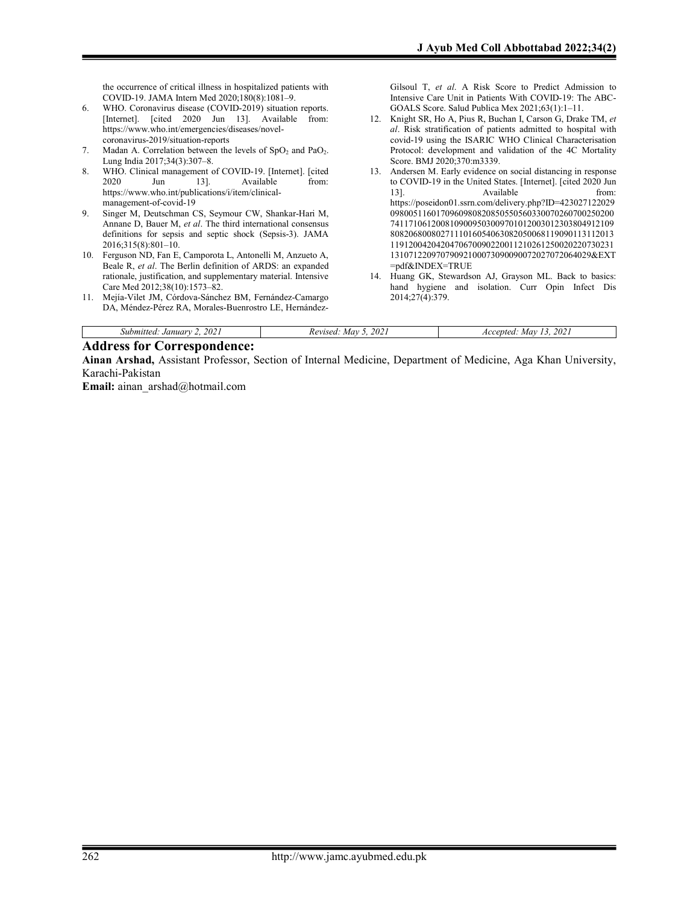the occurrence of critical illness in hospitalized patients with COVID-19. JAMA Intern Med 2020;180(8):1081–9.

6. WHO. Coronavirus disease (COVID-2019) situation reports. [Internet]. [cited 2020 Jun 13]. Available from: https://www.who.int/emergencies/diseases/novel-coronavirus-2019/situation-reports
7. Madan A. Correlation between the levels of $SpO_2$ and $PaO_2$. Lung India 2017;34(3):307–8.
8. WHO. Clinical management of COVID-19. [Internet]. [cited 2020 Jun 13]. Available from: https://www.who.int/publications/i/item/clinical-management-of-covid-19
9. Singer M, Deutschman CS, Seymour CW, Shankar-Hari M, Annane D, Bauer M, *et al*. The third international consensus definitions for sepsis and septic shock (Sepsis-3). JAMA 2016;315(8):801–10.
10. Ferguson ND, Fan E, Camporota L, Antonelli M, Anzueto A, Beale R, *et al*. The Berlin definition of ARDS: an expanded rationale, justification, and supplementary material. Intensive Care Med 2012;38(10):1573–82.
11. Mejía-Vilet JM, Córdova-Sánchez BM, Fernández-Camargo DA, Méndez-Pérez RA, Morales-Buenrostro LE, Hernández-Gilsoul T, *et al*. A Risk Score to Predict Admission to Intensive Care Unit in Patients With COVID-19: The ABC-GOALS Score. Salud Publica Mex 2021;63(1):1–11.
12. Knight SR, Ho A, Pius R, Buchan I, Carson G, Drake TM, *et al*. Risk stratification of patients admitted to hospital with covid-19 using the ISARIC WHO Clinical Characterisation Protocol: development and validation of the 4C Mortality Score. BMJ 2020;370:m3339.
13. Andersen M. Early evidence on social distancing in response to COVID-19 in the United States. [Internet]. [cited 2020 Jun 13]. Available from: https://poseidon01.ssrn.com/delivery.php?ID=423027122029098005116017096098082085055056033007026070025020074117106120081090095030097010120030123038049121098082068008027111016054063082050068119090113112013119120042042047067009022001121026125002022073023113107122097079092100073090090072027072064029&EXT=pdf&INDEX=TRUE
14. Huang GK, Stewardson AJ, Grayson ML. Back to basics: hand hygiene and isolation. Curr Opin Infect Dis 2014;27(4):379.

| | | |
|---|---|---|
| *Submitted: January 2, 2021* | *Revised: May 5, 2021* | *Accepted: May 13, 2021* |

## Address for Correspondence:

**Ainan Arshad,** Assistant Professor, Section of Internal Medicine, Department of Medicine, Aga Khan University, Karachi-Pakistan

**Email:** ainan_arshad@hotmail.com